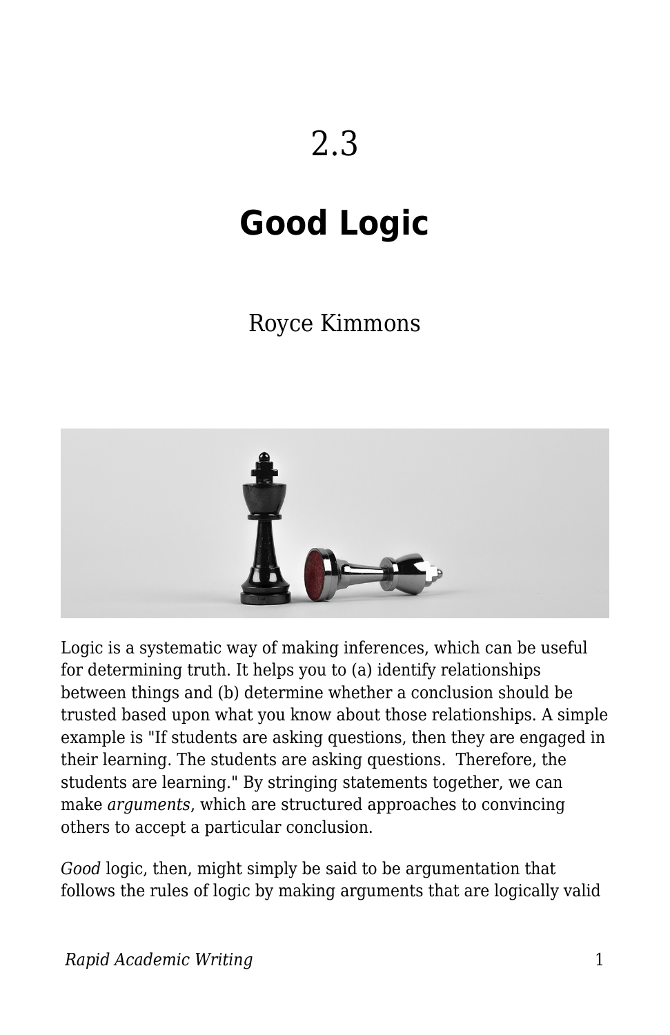# 2.3

# Good Logic

Royce Kimmons

Logic is a systematic way of making inferences, which can be useful for determining truth. It helps you to (a) identify relationships between things and (b) determine whether a conclusion should be trusted based upon what you know about those relationships. A simple example is "If students are asking questions, then they are engaged in their learning. The students are asking questions. Therefore, the students are learning." By stringing statements together, we can make *arguments*, which are structured approaches to convincing others to accept a particular conclusion.

*Good* logic, then, might simply be said to be argumentation that follows the rules of logic by making arguments that are logically valid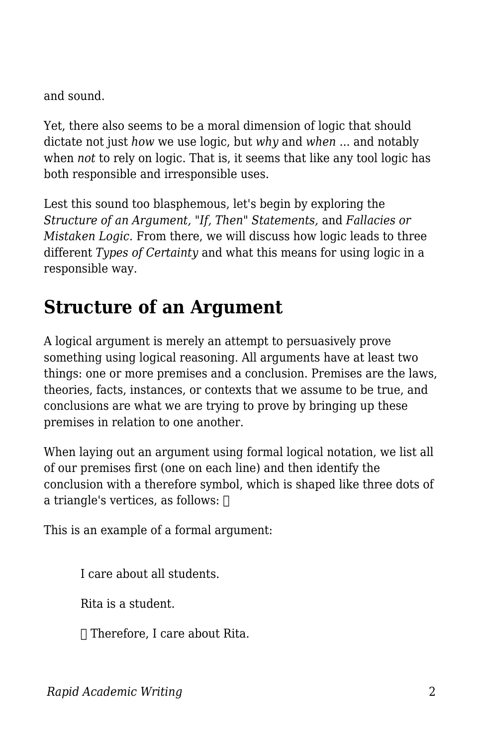and sound.

Yet, there also seems to be a moral dimension of logic that should dictate not just *how* we use logic, but *why* and *when* ... and notably when *not* to rely on logic. That is, it seems that like any tool logic has both responsible and irresponsible uses.

Lest this sound too blasphemous, let's begin by exploring the *Structure of an Argument,* "*If, Then*" *Statements,* and *Fallacies or Mistaken Logic.* From there, we will discuss how logic leads to three different *Types of Certainty* and what this means for using logic in a responsible way.

## Structure of an Argument

A logical argument is merely an attempt to persuasively prove something using logical reasoning. All arguments have at least two things: one or more premises and a conclusion. Premises are the laws, theories, facts, instances, or contexts that we assume to be true, and conclusions are what we are trying to prove by bringing up these premises in relation to one another.

When laying out an argument using formal logical notation, we list all of our premises first (one on each line) and then identify the conclusion with a therefore symbol, which is shaped like three dots of a triangle's vertices, as follows: ∴

This is an example of a formal argument:

> I care about all students.
>
> Rita is a student.
>
> ∴ Therefore, I care about Rita.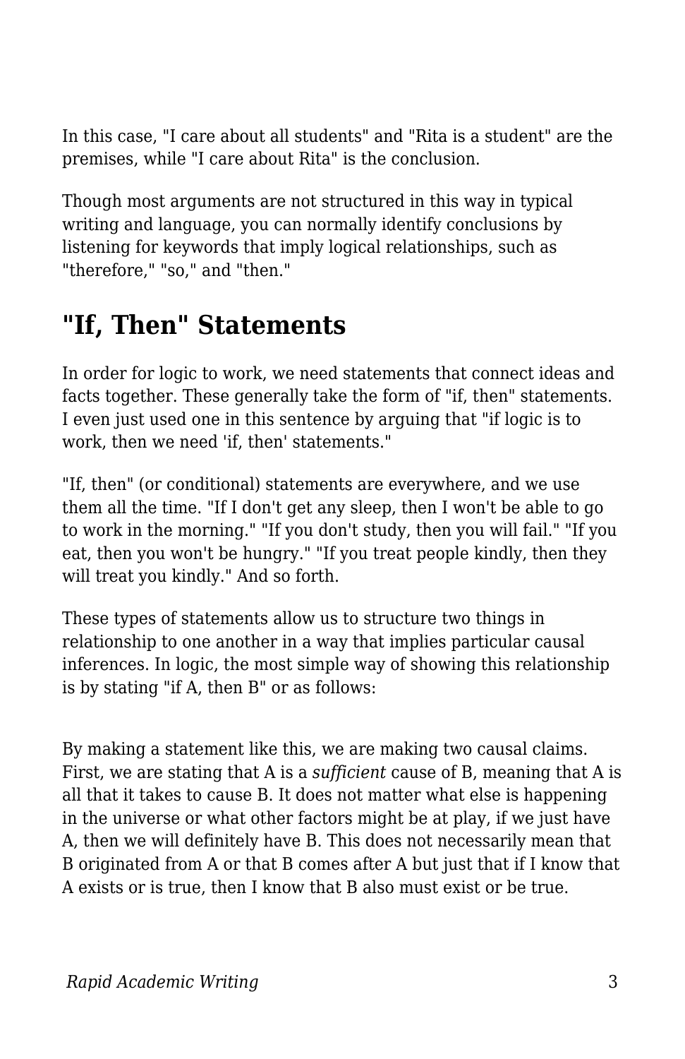In this case, "I care about all students" and "Rita is a student" are the premises, while "I care about Rita" is the conclusion.

Though most arguments are not structured in this way in typical writing and language, you can normally identify conclusions by listening for keywords that imply logical relationships, such as "therefore," "so," and "then."

## "If, Then" Statements

In order for logic to work, we need statements that connect ideas and facts together. These generally take the form of "if, then" statements. I even just used one in this sentence by arguing that "if logic is to work, then we need 'if, then' statements."

"If, then" (or conditional) statements are everywhere, and we use them all the time. "If I don't get any sleep, then I won't be able to go to work in the morning." "If you don't study, then you will fail." "If you eat, then you won't be hungry." "If you treat people kindly, then they will treat you kindly." And so forth.

These types of statements allow us to structure two things in relationship to one another in a way that implies particular causal inferences. In logic, the most simple way of showing this relationship is by stating "if A, then B" or as follows:

By making a statement like this, we are making two causal claims. First, we are stating that A is a *sufficient* cause of B, meaning that A is all that it takes to cause B. It does not matter what else is happening in the universe or what other factors might be at play, if we just have A, then we will definitely have B. This does not necessarily mean that B originated from A or that B comes after A but just that if I know that A exists or is true, then I know that B also must exist or be true.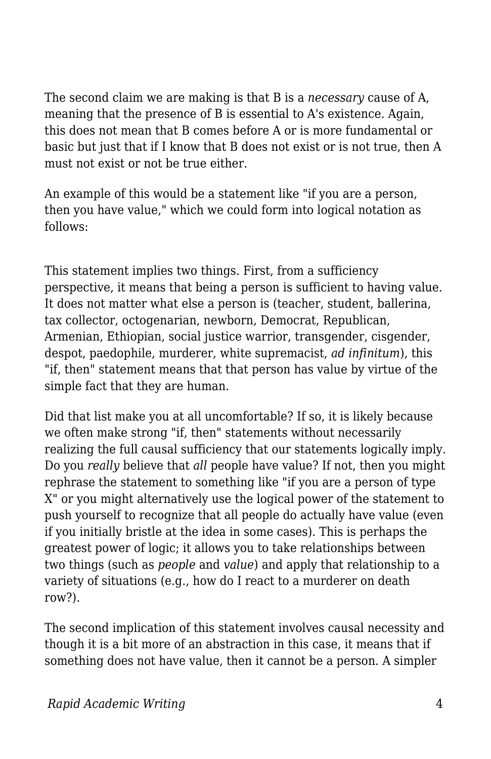The second claim we are making is that B is a *necessary* cause of A, meaning that the presence of B is essential to A's existence. Again, this does not mean that B comes before A or is more fundamental or basic but just that if I know that B does not exist or is not true, then A must not exist or not be true either.

An example of this would be a statement like "if you are a person, then you have value," which we could form into logical notation as follows:

This statement implies two things. First, from a sufficiency perspective, it means that being a person is sufficient to having value. It does not matter what else a person is (teacher, student, ballerina, tax collector, octogenarian, newborn, Democrat, Republican, Armenian, Ethiopian, social justice warrior, transgender, cisgender, despot, paedophile, murderer, white supremacist, *ad infinitum*), this "if, then" statement means that that person has value by virtue of the simple fact that they are human.

Did that list make you at all uncomfortable? If so, it is likely because we often make strong "if, then" statements without necessarily realizing the full causal sufficiency that our statements logically imply. Do you *really* believe that *all* people have value? If not, then you might rephrase the statement to something like "if you are a person of type X" or you might alternatively use the logical power of the statement to push yourself to recognize that all people do actually have value (even if you initially bristle at the idea in some cases). This is perhaps the greatest power of logic; it allows you to take relationships between two things (such as *people* and *value*) and apply that relationship to a variety of situations (e.g., how do I react to a murderer on death row?).

The second implication of this statement involves causal necessity and though it is a bit more of an abstraction in this case, it means that if something does not have value, then it cannot be a person. A simpler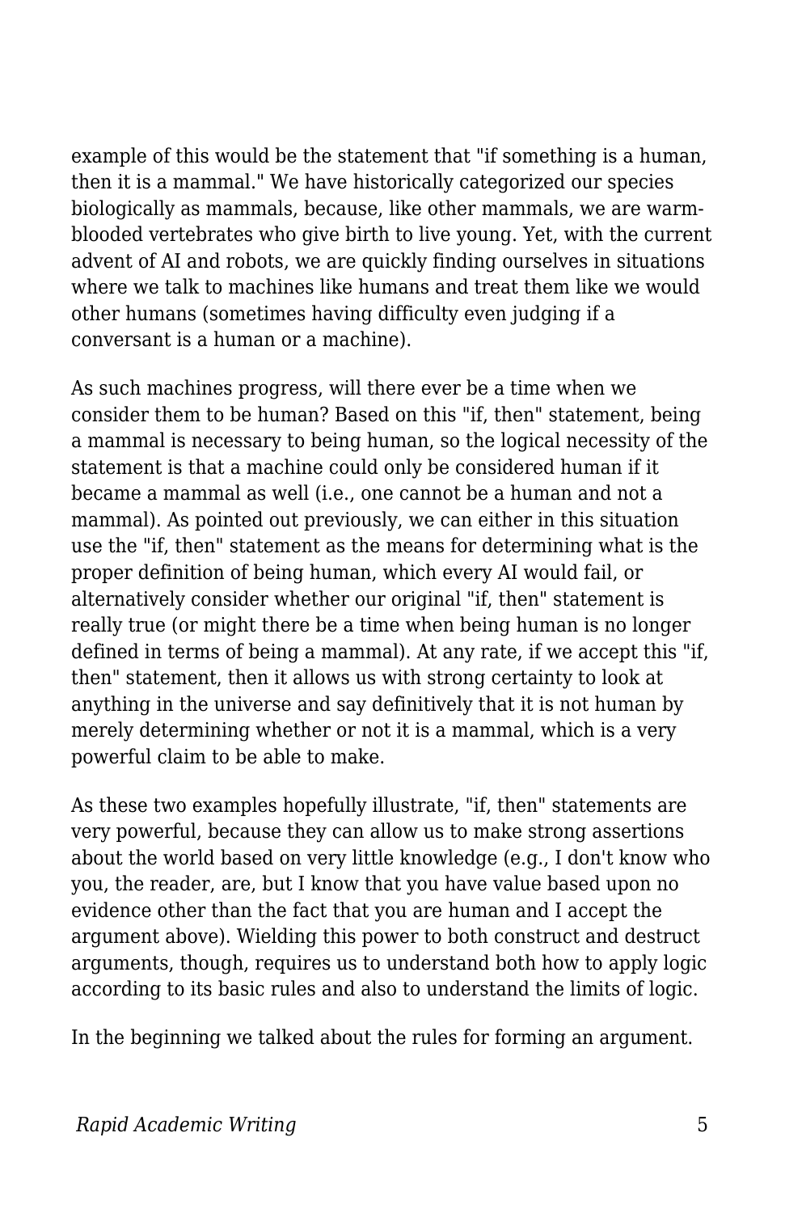example of this would be the statement that "if something is a human, then it is a mammal." We have historically categorized our species biologically as mammals, because, like other mammals, we are warm-blooded vertebrates who give birth to live young. Yet, with the current advent of AI and robots, we are quickly finding ourselves in situations where we talk to machines like humans and treat them like we would other humans (sometimes having difficulty even judging if a conversant is a human or a machine).

As such machines progress, will there ever be a time when we consider them to be human? Based on this "if, then" statement, being a mammal is necessary to being human, so the logical necessity of the statement is that a machine could only be considered human if it became a mammal as well (i.e., one cannot be a human and not a mammal). As pointed out previously, we can either in this situation use the "if, then" statement as the means for determining what is the proper definition of being human, which every AI would fail, or alternatively consider whether our original "if, then" statement is really true (or might there be a time when being human is no longer defined in terms of being a mammal). At any rate, if we accept this "if, then" statement, then it allows us with strong certainty to look at anything in the universe and say definitively that it is not human by merely determining whether or not it is a mammal, which is a very powerful claim to be able to make.

As these two examples hopefully illustrate, "if, then" statements are very powerful, because they can allow us to make strong assertions about the world based on very little knowledge (e.g., I don't know who you, the reader, are, but I know that you have value based upon no evidence other than the fact that you are human and I accept the argument above). Wielding this power to both construct and destruct arguments, though, requires us to understand both how to apply logic according to its basic rules and also to understand the limits of logic.

In the beginning we talked about the rules for forming an argument.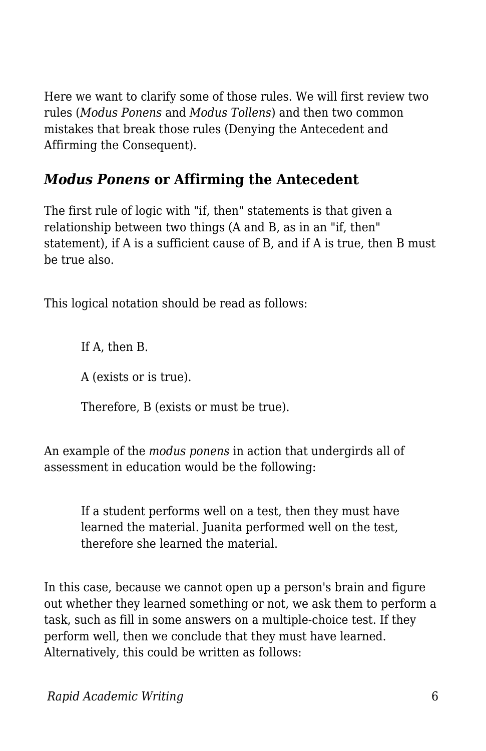Here we want to clarify some of those rules. We will first review two rules (*Modus Ponens* and *Modus Tollens*) and then two common mistakes that break those rules (Denying the Antecedent and Affirming the Consequent).

## *Modus Ponens* or Affirming the Antecedent

The first rule of logic with "if, then" statements is that given a relationship between two things (A and B, as in an "if, then" statement), if A is a sufficient cause of B, and if A is true, then B must be true also.

This logical notation should be read as follows:

> If A, then B.
>
> A (exists or is true).
>
> Therefore, B (exists or must be true).

An example of the *modus ponens* in action that undergirds all of assessment in education would be the following:

> If a student performs well on a test, then they must have learned the material. Juanita performed well on the test, therefore she learned the material.

In this case, because we cannot open up a person's brain and figure out whether they learned something or not, we ask them to perform a task, such as fill in some answers on a multiple-choice test. If they perform well, then we conclude that they must have learned. Alternatively, this could be written as follows: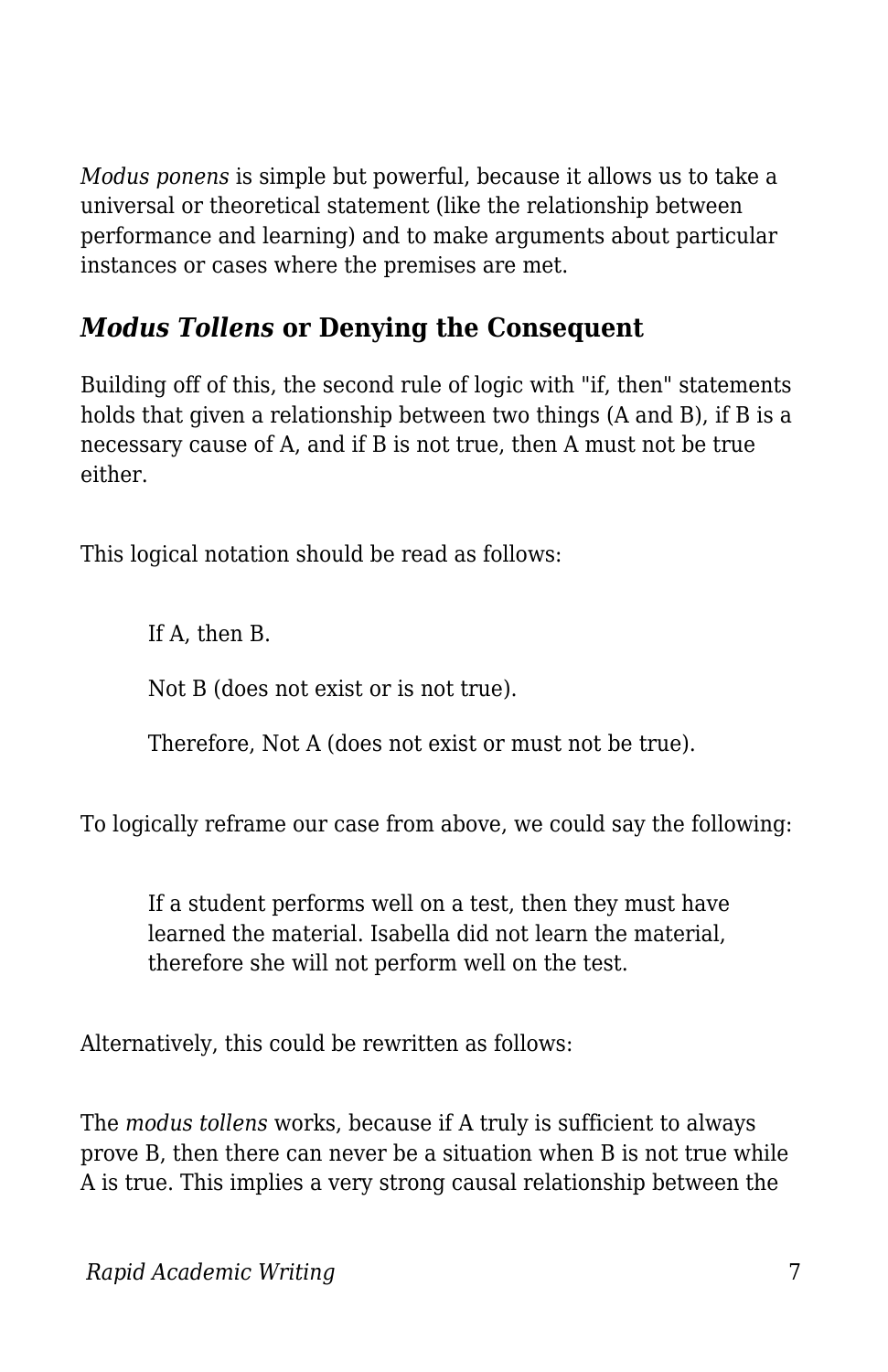*Modus ponens* is simple but powerful, because it allows us to take a universal or theoretical statement (like the relationship between performance and learning) and to make arguments about particular instances or cases where the premises are met.

## *Modus Tollens* or Denying the Consequent

Building off of this, the second rule of logic with "if, then" statements holds that given a relationship between two things (A and B), if B is a necessary cause of A, and if B is not true, then A must not be true either.

This logical notation should be read as follows:

> If A, then B.
>
> Not B (does not exist or is not true).
>
> Therefore, Not A (does not exist or must not be true).

To logically reframe our case from above, we could say the following:

> If a student performs well on a test, then they must have learned the material. Isabella did not learn the material, therefore she will not perform well on the test.

Alternatively, this could be rewritten as follows:

The *modus tollens* works, because if A truly is sufficient to always prove B, then there can never be a situation when B is not true while A is true. This implies a very strong causal relationship between the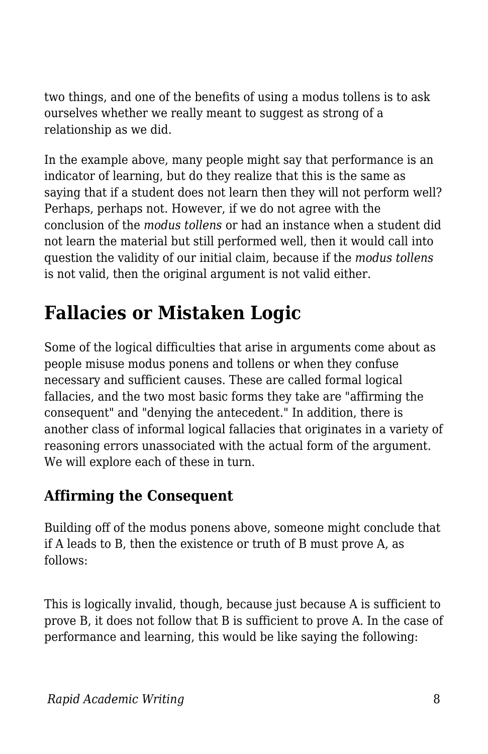two things, and one of the benefits of using a modus tollens is to ask ourselves whether we really meant to suggest as strong of a relationship as we did.

In the example above, many people might say that performance is an indicator of learning, but do they realize that this is the same as saying that if a student does not learn then they will not perform well? Perhaps, perhaps not. However, if we do not agree with the conclusion of the *modus tollens* or had an instance when a student did not learn the material but still performed well, then it would call into question the validity of our initial claim, because if the *modus tollens* is not valid, then the original argument is not valid either.

## Fallacies or Mistaken Logic

Some of the logical difficulties that arise in arguments come about as people misuse modus ponens and tollens or when they confuse necessary and sufficient causes. These are called formal logical fallacies, and the two most basic forms they take are "affirming the consequent" and "denying the antecedent." In addition, there is another class of informal logical fallacies that originates in a variety of reasoning errors unassociated with the actual form of the argument. We will explore each of these in turn.

### Affirming the Consequent

Building off of the modus ponens above, someone might conclude that if A leads to B, then the existence or truth of B must prove A, as follows:

This is logically invalid, though, because just because A is sufficient to prove B, it does not follow that B is sufficient to prove A. In the case of performance and learning, this would be like saying the following: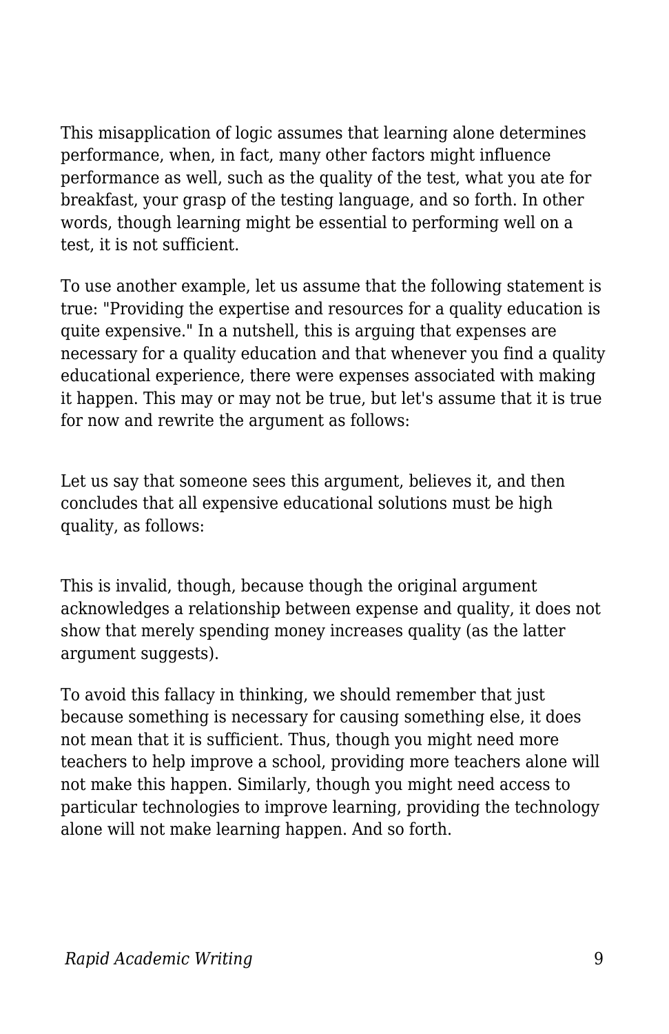This misapplication of logic assumes that learning alone determines performance, when, in fact, many other factors might influence performance as well, such as the quality of the test, what you ate for breakfast, your grasp of the testing language, and so forth. In other words, though learning might be essential to performing well on a test, it is not sufficient.

To use another example, let us assume that the following statement is true: "Providing the expertise and resources for a quality education is quite expensive." In a nutshell, this is arguing that expenses are necessary for a quality education and that whenever you find a quality educational experience, there were expenses associated with making it happen. This may or may not be true, but let's assume that it is true for now and rewrite the argument as follows:

Let us say that someone sees this argument, believes it, and then concludes that all expensive educational solutions must be high quality, as follows:

This is invalid, though, because though the original argument acknowledges a relationship between expense and quality, it does not show that merely spending money increases quality (as the latter argument suggests).

To avoid this fallacy in thinking, we should remember that just because something is necessary for causing something else, it does not mean that it is sufficient. Thus, though you might need more teachers to help improve a school, providing more teachers alone will not make this happen. Similarly, though you might need access to particular technologies to improve learning, providing the technology alone will not make learning happen. And so forth.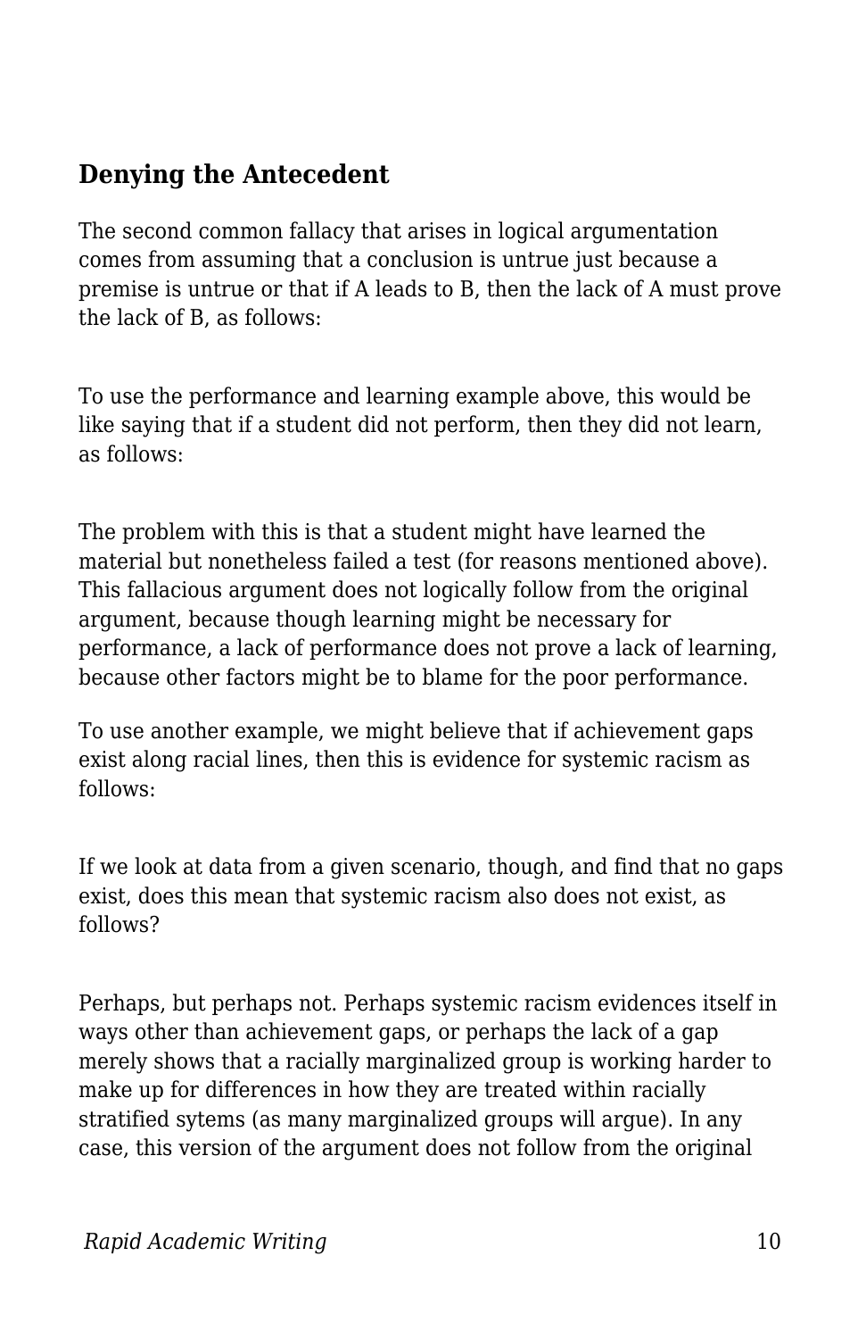## Denying the Antecedent

The second common fallacy that arises in logical argumentation comes from assuming that a conclusion is untrue just because a premise is untrue or that if A leads to B, then the lack of A must prove the lack of B, as follows:

To use the performance and learning example above, this would be like saying that if a student did not perform, then they did not learn, as follows:

The problem with this is that a student might have learned the material but nonetheless failed a test (for reasons mentioned above). This fallacious argument does not logically follow from the original argument, because though learning might be necessary for performance, a lack of performance does not prove a lack of learning, because other factors might be to blame for the poor performance.

To use another example, we might believe that if achievement gaps exist along racial lines, then this is evidence for systemic racism as follows:

If we look at data from a given scenario, though, and find that no gaps exist, does this mean that systemic racism also does not exist, as follows?

Perhaps, but perhaps not. Perhaps systemic racism evidences itself in ways other than achievement gaps, or perhaps the lack of a gap merely shows that a racially marginalized group is working harder to make up for differences in how they are treated within racially stratified sytems (as many marginalized groups will argue). In any case, this version of the argument does not follow from the original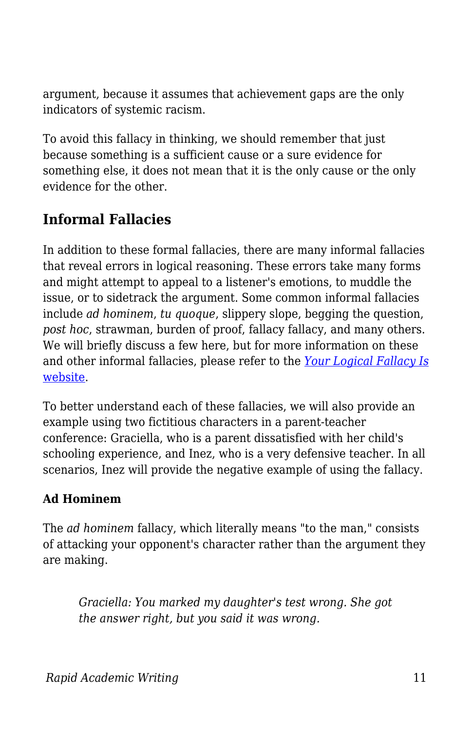argument, because it assumes that achievement gaps are the only indicators of systemic racism.

To avoid this fallacy in thinking, we should remember that just because something is a sufficient cause or a sure evidence for something else, it does not mean that it is the only cause or the only evidence for the other.

## Informal Fallacies

In addition to these formal fallacies, there are many informal fallacies that reveal errors in logical reasoning. These errors take many forms and might attempt to appeal to a listener's emotions, to muddle the issue, or to sidetrack the argument. Some common informal fallacies include *ad hominem*, *tu quoque*, slippery slope, begging the question, *post hoc*, strawman, burden of proof, fallacy fallacy, and many others. We will briefly discuss a few here, but for more information on these and other informal fallacies, please refer to the [*Your Logical Fallacy Is* website](https://yourlogicalfallacyis.com/).

To better understand each of these fallacies, we will also provide an example using two fictitious characters in a parent-teacher conference: Graciella, who is a parent dissatisfied with her child's schooling experience, and Inez, who is a very defensive teacher. In all scenarios, Inez will provide the negative example of using the fallacy.

### Ad Hominem

The *ad hominem* fallacy, which literally means "to the man," consists of attacking your opponent's character rather than the argument they are making.

> *Graciella: You marked my daughter's test wrong. She got the answer right, but you said it was wrong.*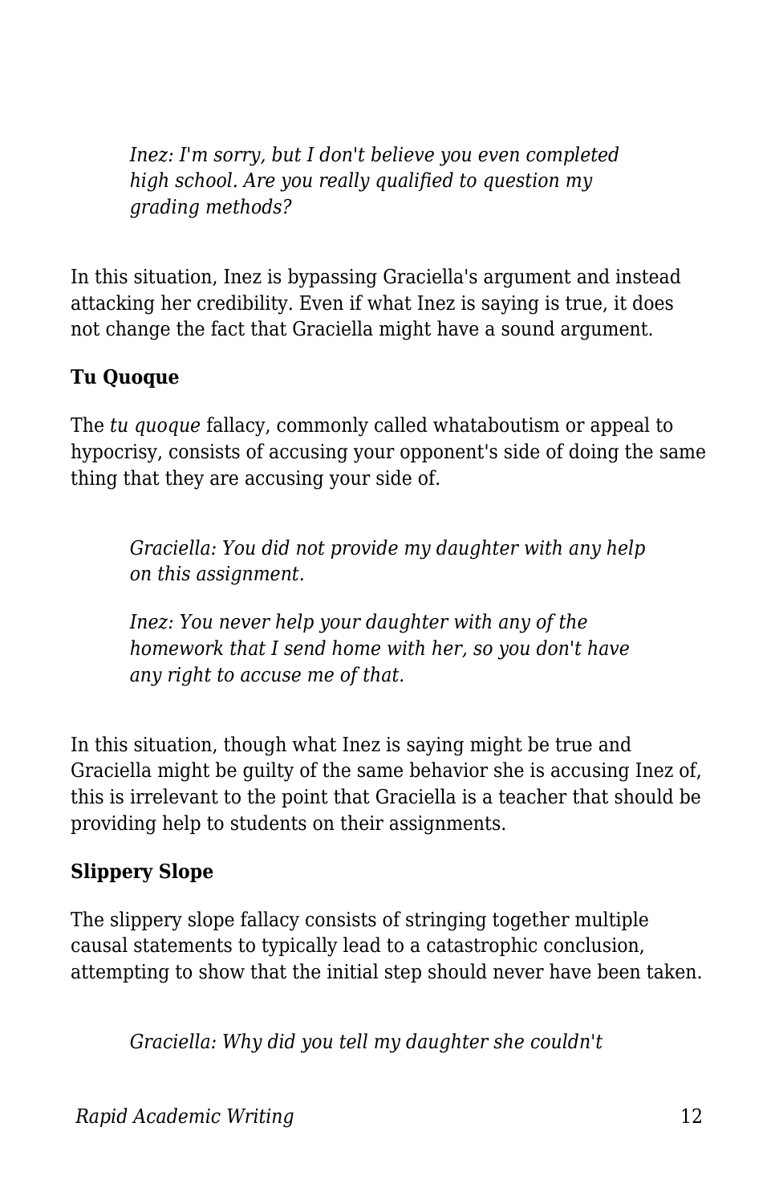> *Inez: I'm sorry, but I don't believe you even completed high school. Are you really qualified to question my grading methods?*

In this situation, Inez is bypassing Graciella's argument and instead attacking her credibility. Even if what Inez is saying is true, it does not change the fact that Graciella might have a sound argument.

### Tu Quoque

The *tu quoque* fallacy, commonly called whataboutism or appeal to hypocrisy, consists of accusing your opponent's side of doing the same thing that they are accusing your side of.

> *Graciella: You did not provide my daughter with any help on this assignment.*
>
> *Inez: You never help your daughter with any of the homework that I send home with her, so you don't have any right to accuse me of that.*

In this situation, though what Inez is saying might be true and Graciella might be guilty of the same behavior she is accusing Inez of, this is irrelevant to the point that Graciella is a teacher that should be providing help to students on their assignments.

### Slippery Slope

The slippery slope fallacy consists of stringing together multiple causal statements to typically lead to a catastrophic conclusion, attempting to show that the initial step should never have been taken.

> *Graciella: Why did you tell my daughter she couldn't*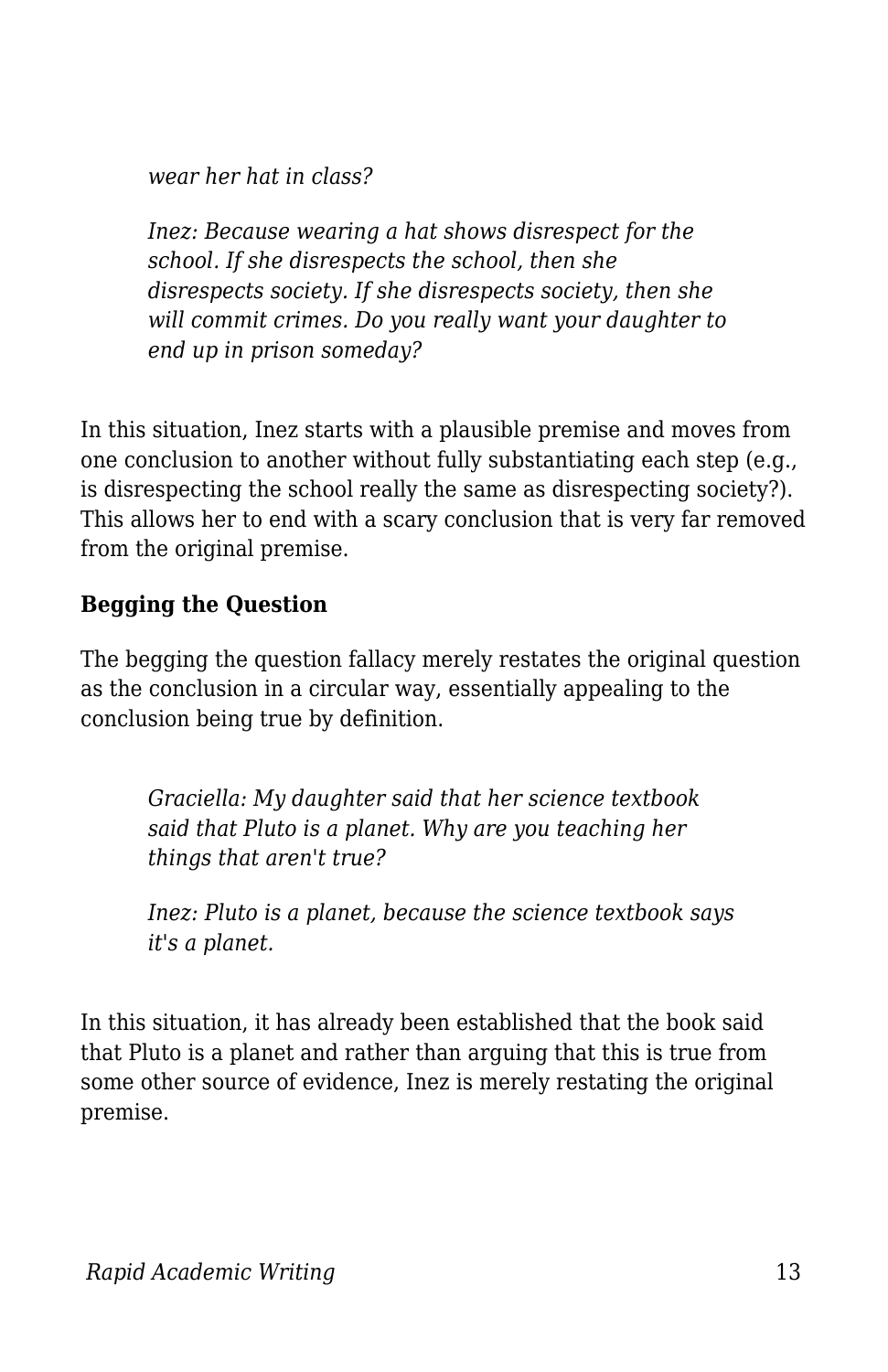*wear her hat in class?*

> *Inez: Because wearing a hat shows disrespect for the school. If she disrespects the school, then she disrespects society. If she disrespects society, then she will commit crimes. Do you really want your daughter to end up in prison someday?*

In this situation, Inez starts with a plausible premise and moves from one conclusion to another without fully substantiating each step (e.g., is disrespecting the school really the same as disrespecting society?). This allows her to end with a scary conclusion that is very far removed from the original premise.

**Begging the Question**

The begging the question fallacy merely restates the original question as the conclusion in a circular way, essentially appealing to the conclusion being true by definition.

> *Graciella: My daughter said that her science textbook said that Pluto is a planet. Why are you teaching her things that aren't true?*
>
> *Inez: Pluto is a planet, because the science textbook says it's a planet.*

In this situation, it has already been established that the book said that Pluto is a planet and rather than arguing that this is true from some other source of evidence, Inez is merely restating the original premise.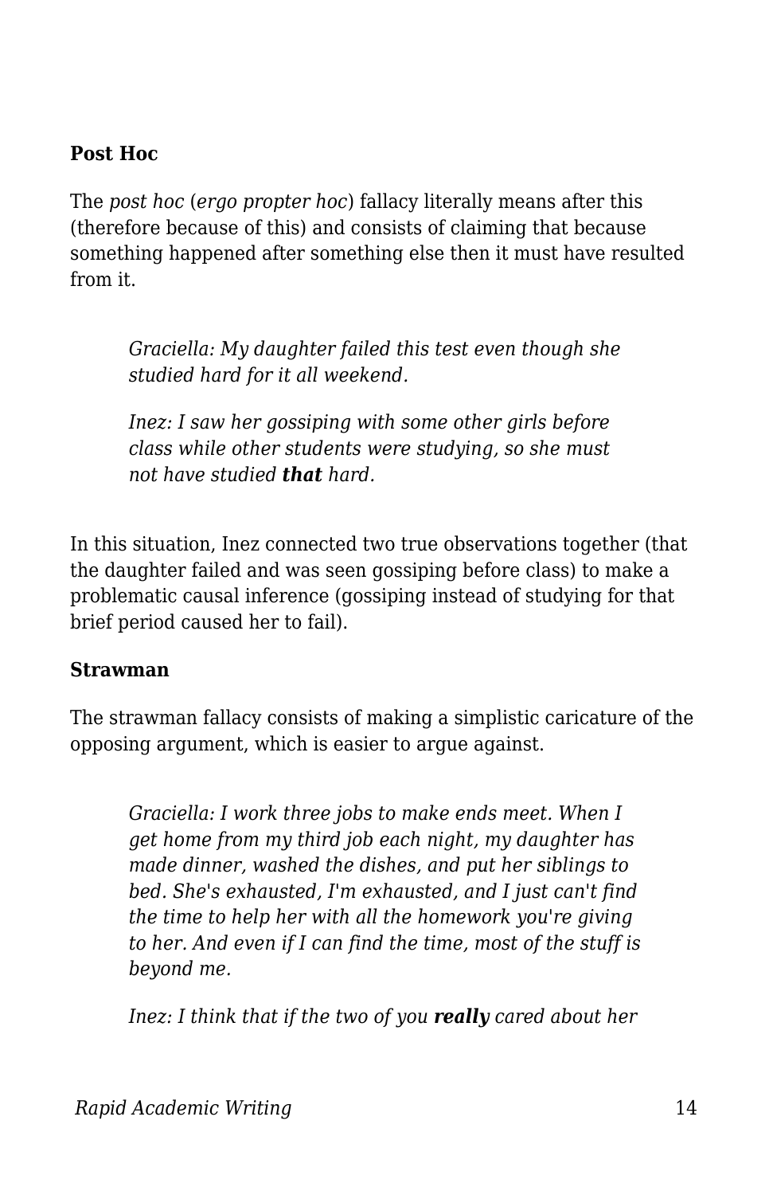**Post Hoc**

The *post hoc* (*ergo propter hoc*) fallacy literally means after this (therefore because of this) and consists of claiming that because something happened after something else then it must have resulted from it.

> *Graciella: My daughter failed this test even though she studied hard for it all weekend.*
>
> *Inez: I saw her gossiping with some other girls before class while other students were studying, so she must not have studied **that** hard.*

In this situation, Inez connected two true observations together (that the daughter failed and was seen gossiping before class) to make a problematic causal inference (gossiping instead of studying for that brief period caused her to fail).

**Strawman**

The strawman fallacy consists of making a simplistic caricature of the opposing argument, which is easier to argue against.

> *Graciella: I work three jobs to make ends meet. When I get home from my third job each night, my daughter has made dinner, washed the dishes, and put her siblings to bed. She's exhausted, I'm exhausted, and I just can't find the time to help her with all the homework you're giving to her. And even if I can find the time, most of the stuff is beyond me.*
>
> *Inez: I think that if the two of you **really** cared about her*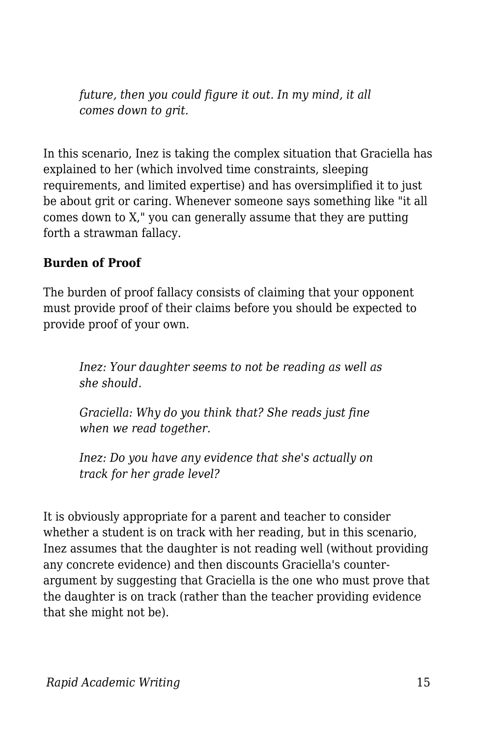*future, then you could figure it out. In my mind, it all comes down to grit.*

In this scenario, Inez is taking the complex situation that Graciella has explained to her (which involved time constraints, sleeping requirements, and limited expertise) and has oversimplified it to just be about grit or caring. Whenever someone says something like "it all comes down to X," you can generally assume that they are putting forth a strawman fallacy.

**Burden of Proof**

The burden of proof fallacy consists of claiming that your opponent must provide proof of their claims before you should be expected to provide proof of your own.

> *Inez: Your daughter seems to not be reading as well as she should.*
>
> *Graciella: Why do you think that? She reads just fine when we read together.*
>
> *Inez: Do you have any evidence that she's actually on track for her grade level?*

It is obviously appropriate for a parent and teacher to consider whether a student is on track with her reading, but in this scenario, Inez assumes that the daughter is not reading well (without providing any concrete evidence) and then discounts Graciella's counter-argument by suggesting that Graciella is the one who must prove that the daughter is on track (rather than the teacher providing evidence that she might not be).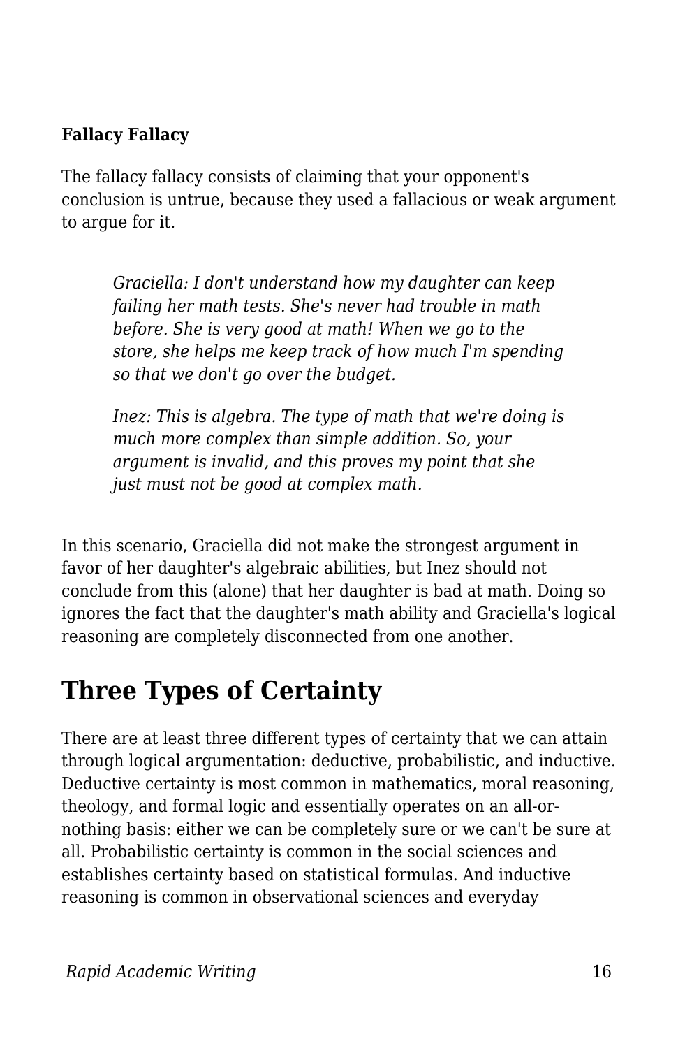**Fallacy Fallacy**

The fallacy fallacy consists of claiming that your opponent's conclusion is untrue, because they used a fallacious or weak argument to argue for it.

> *Graciella: I don't understand how my daughter can keep failing her math tests. She's never had trouble in math before. She is very good at math! When we go to the store, she helps me keep track of how much I'm spending so that we don't go over the budget.*
>
> *Inez: This is algebra. The type of math that we're doing is much more complex than simple addition. So, your argument is invalid, and this proves my point that she just must not be good at complex math.*

In this scenario, Graciella did not make the strongest argument in favor of her daughter's algebraic abilities, but Inez should not conclude from this (alone) that her daughter is bad at math. Doing so ignores the fact that the daughter's math ability and Graciella's logical reasoning are completely disconnected from one another.

## Three Types of Certainty

There are at least three different types of certainty that we can attain through logical argumentation: deductive, probabilistic, and inductive. Deductive certainty is most common in mathematics, moral reasoning, theology, and formal logic and essentially operates on an all-or-nothing basis: either we can be completely sure or we can't be sure at all. Probabilistic certainty is common in the social sciences and establishes certainty based on statistical formulas. And inductive reasoning is common in observational sciences and everyday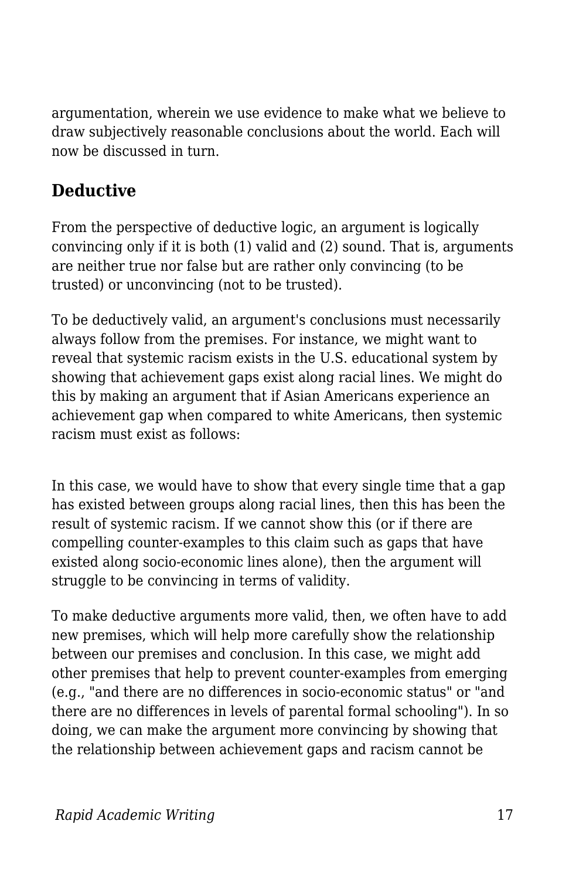argumentation, wherein we use evidence to make what we believe to draw subjectively reasonable conclusions about the world. Each will now be discussed in turn.

## Deductive

From the perspective of deductive logic, an argument is logically convincing only if it is both (1) valid and (2) sound. That is, arguments are neither true nor false but are rather only convincing (to be trusted) or unconvincing (not to be trusted).

To be deductively valid, an argument's conclusions must necessarily always follow from the premises. For instance, we might want to reveal that systemic racism exists in the U.S. educational system by showing that achievement gaps exist along racial lines. We might do this by making an argument that if Asian Americans experience an achievement gap when compared to white Americans, then systemic racism must exist as follows:

In this case, we would have to show that every single time that a gap has existed between groups along racial lines, then this has been the result of systemic racism. If we cannot show this (or if there are compelling counter-examples to this claim such as gaps that have existed along socio-economic lines alone), then the argument will struggle to be convincing in terms of validity.

To make deductive arguments more valid, then, we often have to add new premises, which will help more carefully show the relationship between our premises and conclusion. In this case, we might add other premises that help to prevent counter-examples from emerging (e.g., "and there are no differences in socio-economic status" or "and there are no differences in levels of parental formal schooling"). In so doing, we can make the argument more convincing by showing that the relationship between achievement gaps and racism cannot be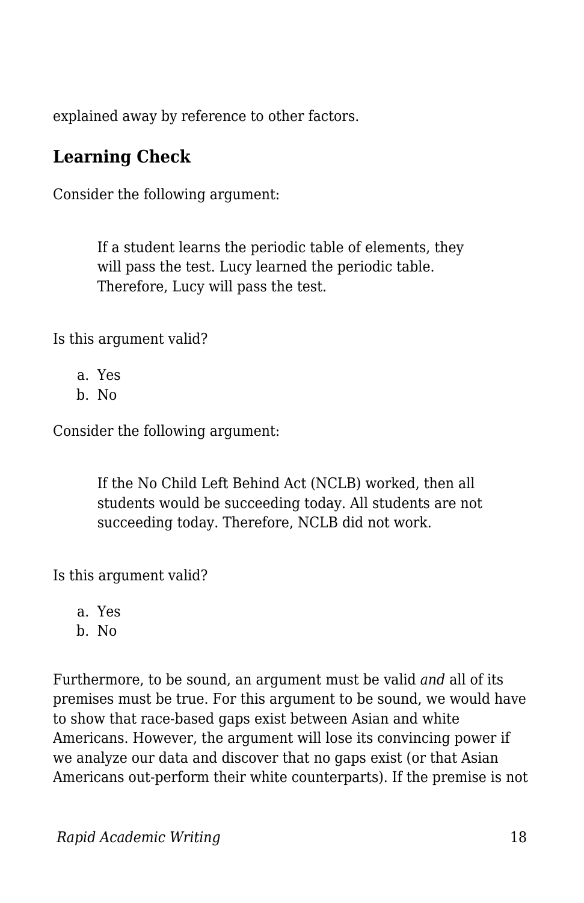explained away by reference to other factors.

## Learning Check

Consider the following argument:

> If a student learns the periodic table of elements, they will pass the test. Lucy learned the periodic table. Therefore, Lucy will pass the test.

Is this argument valid?

a. Yes
b. No

Consider the following argument:

> If the No Child Left Behind Act (NCLB) worked, then all students would be succeeding today. All students are not succeeding today. Therefore, NCLB did not work.

Is this argument valid?

a. Yes
b. No

Furthermore, to be sound, an argument must be valid *and* all of its premises must be true. For this argument to be sound, we would have to show that race-based gaps exist between Asian and white Americans. However, the argument will lose its convincing power if we analyze our data and discover that no gaps exist (or that Asian Americans out-perform their white counterparts). If the premise is not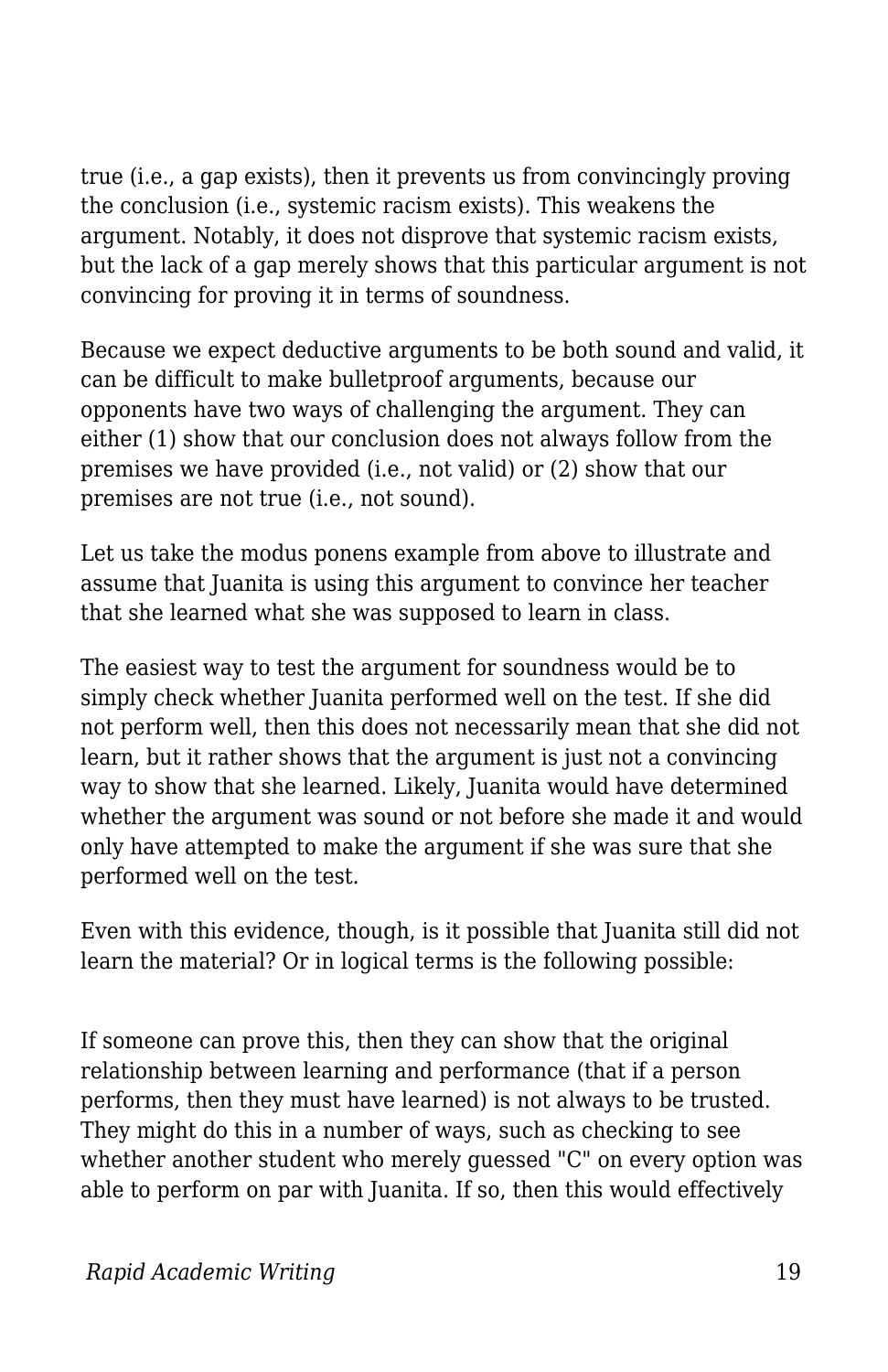true (i.e., a gap exists), then it prevents us from convincingly proving the conclusion (i.e., systemic racism exists). This weakens the argument. Notably, it does not disprove that systemic racism exists, but the lack of a gap merely shows that this particular argument is not convincing for proving it in terms of soundness.

Because we expect deductive arguments to be both sound and valid, it can be difficult to make bulletproof arguments, because our opponents have two ways of challenging the argument. They can either (1) show that our conclusion does not always follow from the premises we have provided (i.e., not valid) or (2) show that our premises are not true (i.e., not sound).

Let us take the modus ponens example from above to illustrate and assume that Juanita is using this argument to convince her teacher that she learned what she was supposed to learn in class.

The easiest way to test the argument for soundness would be to simply check whether Juanita performed well on the test. If she did not perform well, then this does not necessarily mean that she did not learn, but it rather shows that the argument is just not a convincing way to show that she learned. Likely, Juanita would have determined whether the argument was sound or not before she made it and would only have attempted to make the argument if she was sure that she performed well on the test.

Even with this evidence, though, is it possible that Juanita still did not learn the material? Or in logical terms is the following possible:

If someone can prove this, then they can show that the original relationship between learning and performance (that if a person performs, then they must have learned) is not always to be trusted. They might do this in a number of ways, such as checking to see whether another student who merely guessed "C" on every option was able to perform on par with Juanita. If so, then this would effectively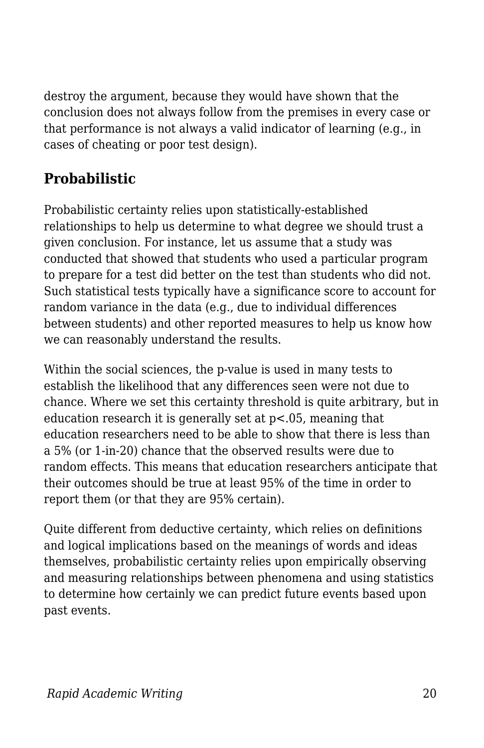destroy the argument, because they would have shown that the conclusion does not always follow from the premises in every case or that performance is not always a valid indicator of learning (e.g., in cases of cheating or poor test design).

## Probabilistic

Probabilistic certainty relies upon statistically-established relationships to help us determine to what degree we should trust a given conclusion. For instance, let us assume that a study was conducted that showed that students who used a particular program to prepare for a test did better on the test than students who did not. Such statistical tests typically have a significance score to account for random variance in the data (e.g., due to individual differences between students) and other reported measures to help us know how we can reasonably understand the results.

Within the social sciences, the p-value is used in many tests to establish the likelihood that any differences seen were not due to chance. Where we set this certainty threshold is quite arbitrary, but in education research it is generally set at $p<.05$, meaning that education researchers need to be able to show that there is less than a 5% (or 1-in-20) chance that the observed results were due to random effects. This means that education researchers anticipate that their outcomes should be true at least 95% of the time in order to report them (or that they are 95% certain).

Quite different from deductive certainty, which relies on definitions and logical implications based on the meanings of words and ideas themselves, probabilistic certainty relies upon empirically observing and measuring relationships between phenomena and using statistics to determine how certainly we can predict future events based upon past events.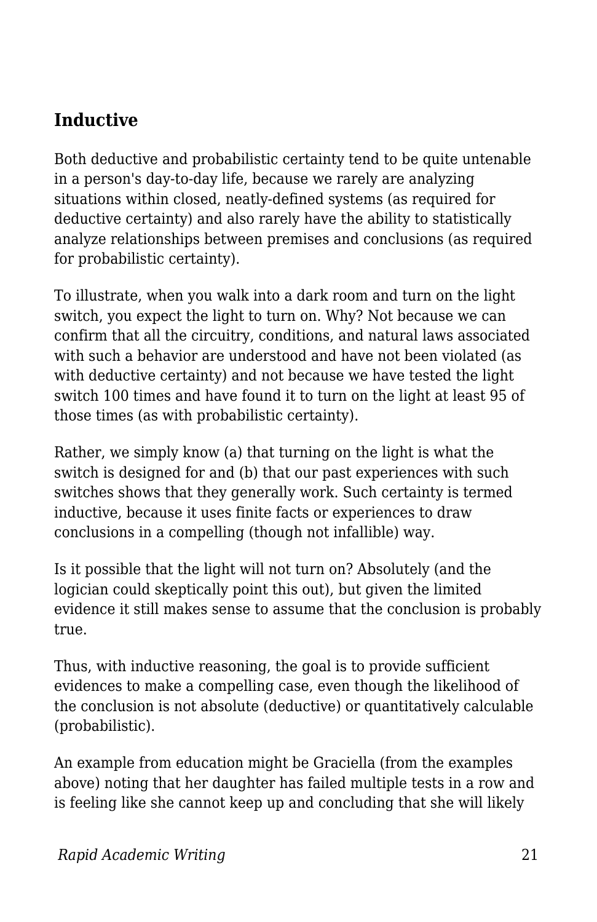## Inductive

Both deductive and probabilistic certainty tend to be quite untenable in a person's day-to-day life, because we rarely are analyzing situations within closed, neatly-defined systems (as required for deductive certainty) and also rarely have the ability to statistically analyze relationships between premises and conclusions (as required for probabilistic certainty).

To illustrate, when you walk into a dark room and turn on the light switch, you expect the light to turn on. Why? Not because we can confirm that all the circuitry, conditions, and natural laws associated with such a behavior are understood and have not been violated (as with deductive certainty) and not because we have tested the light switch 100 times and have found it to turn on the light at least 95 of those times (as with probabilistic certainty).

Rather, we simply know (a) that turning on the light is what the switch is designed for and (b) that our past experiences with such switches shows that they generally work. Such certainty is termed inductive, because it uses finite facts or experiences to draw conclusions in a compelling (though not infallible) way.

Is it possible that the light will not turn on? Absolutely (and the logician could skeptically point this out), but given the limited evidence it still makes sense to assume that the conclusion is probably true.

Thus, with inductive reasoning, the goal is to provide sufficient evidences to make a compelling case, even though the likelihood of the conclusion is not absolute (deductive) or quantitatively calculable (probabilistic).

An example from education might be Graciella (from the examples above) noting that her daughter has failed multiple tests in a row and is feeling like she cannot keep up and concluding that she will likely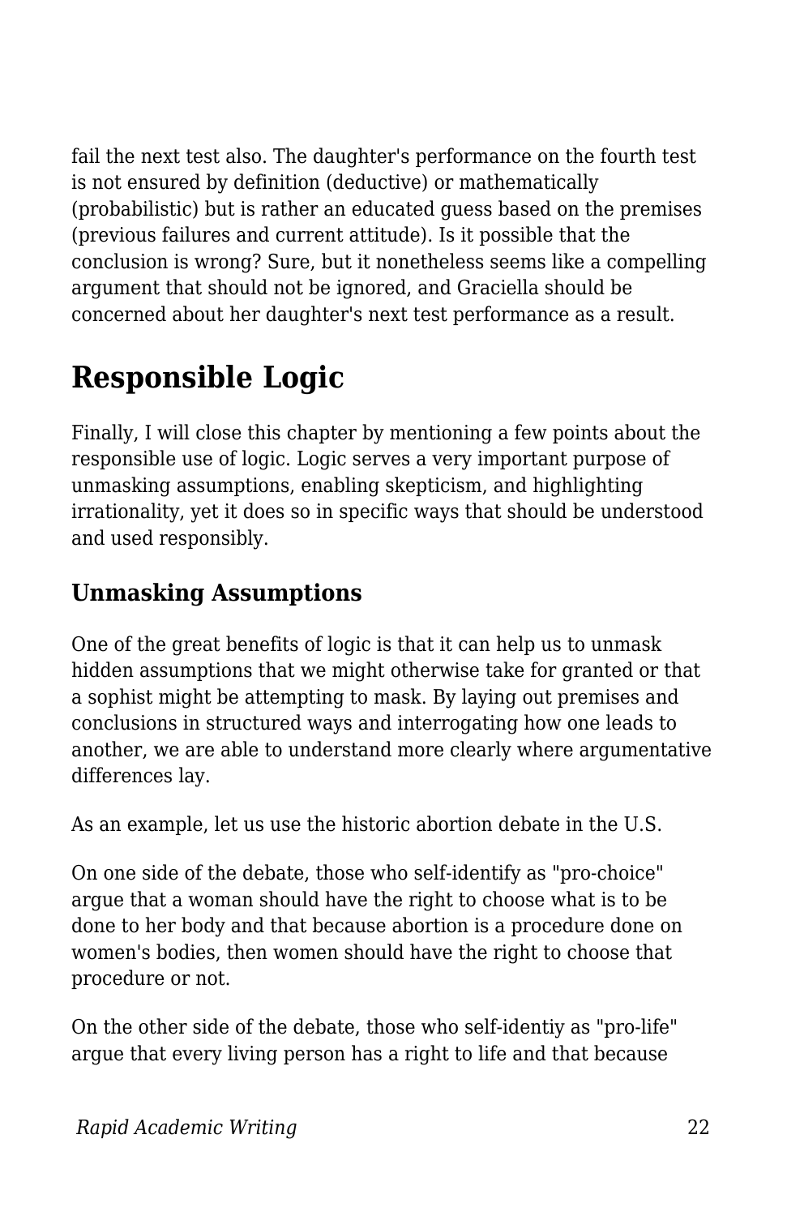fail the next test also. The daughter's performance on the fourth test is not ensured by definition (deductive) or mathematically (probabilistic) but is rather an educated guess based on the premises (previous failures and current attitude). Is it possible that the conclusion is wrong? Sure, but it nonetheless seems like a compelling argument that should not be ignored, and Graciella should be concerned about her daughter's next test performance as a result.

## Responsible Logic

Finally, I will close this chapter by mentioning a few points about the responsible use of logic. Logic serves a very important purpose of unmasking assumptions, enabling skepticism, and highlighting irrationality, yet it does so in specific ways that should be understood and used responsibly.

### Unmasking Assumptions

One of the great benefits of logic is that it can help us to unmask hidden assumptions that we might otherwise take for granted or that a sophist might be attempting to mask. By laying out premises and conclusions in structured ways and interrogating how one leads to another, we are able to understand more clearly where argumentative differences lay.

As an example, let us use the historic abortion debate in the U.S.

On one side of the debate, those who self-identify as "pro-choice" argue that a woman should have the right to choose what is to be done to her body and that because abortion is a procedure done on women's bodies, then women should have the right to choose that procedure or not.

On the other side of the debate, those who self-identiy as "pro-life" argue that every living person has a right to life and that because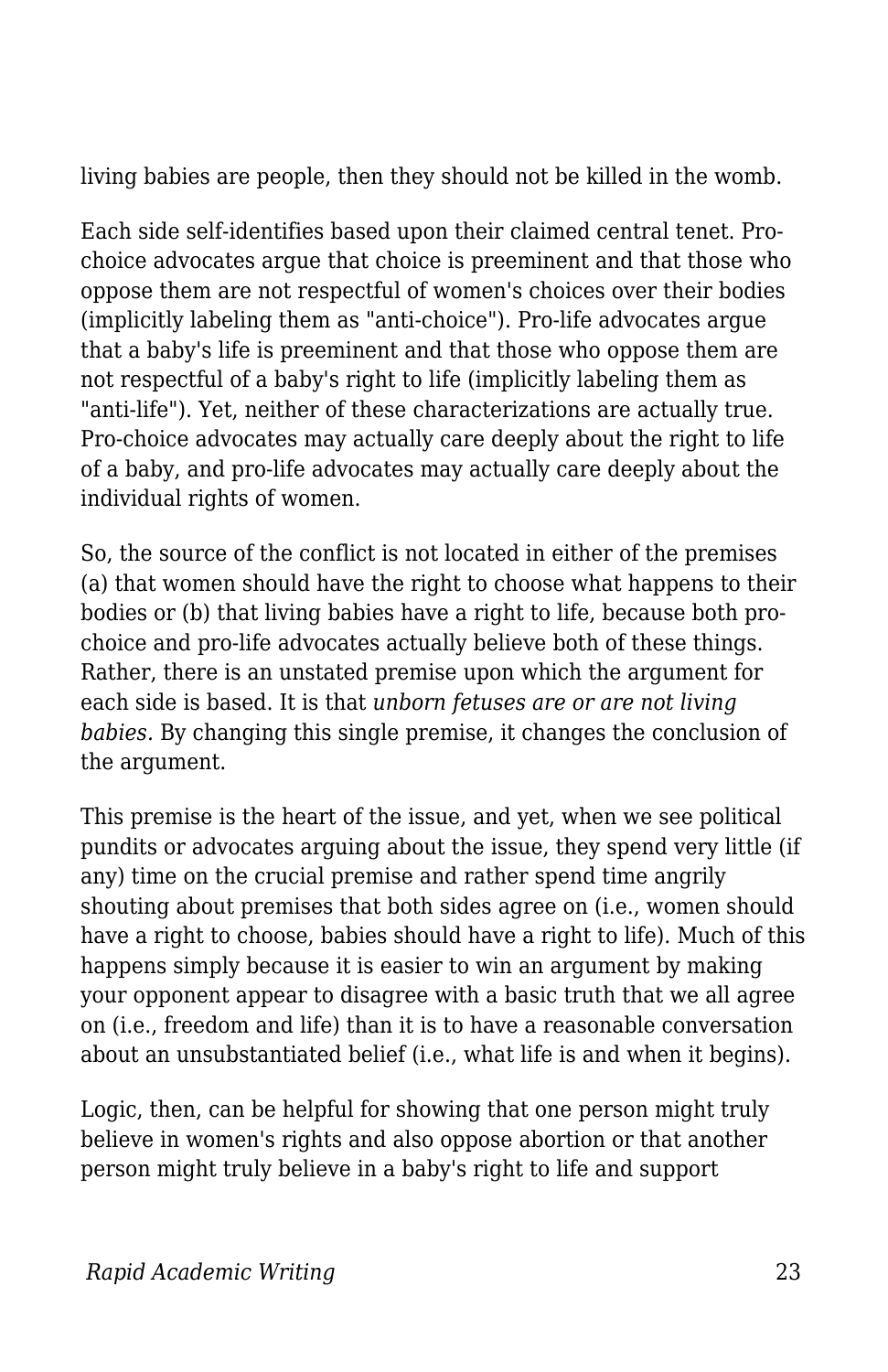living babies are people, then they should not be killed in the womb.

Each side self-identifies based upon their claimed central tenet. Pro-choice advocates argue that choice is preeminent and that those who oppose them are not respectful of women's choices over their bodies (implicitly labeling them as "anti-choice"). Pro-life advocates argue that a baby's life is preeminent and that those who oppose them are not respectful of a baby's right to life (implicitly labeling them as "anti-life"). Yet, neither of these characterizations are actually true. Pro-choice advocates may actually care deeply about the right to life of a baby, and pro-life advocates may actually care deeply about the individual rights of women.

So, the source of the conflict is not located in either of the premises (a) that women should have the right to choose what happens to their bodies or (b) that living babies have a right to life, because both pro-choice and pro-life advocates actually believe both of these things. Rather, there is an unstated premise upon which the argument for each side is based. It is that *unborn fetuses are or are not living babies.* By changing this single premise, it changes the conclusion of the argument.

This premise is the heart of the issue, and yet, when we see political pundits or advocates arguing about the issue, they spend very little (if any) time on the crucial premise and rather spend time angrily shouting about premises that both sides agree on (i.e., women should have a right to choose, babies should have a right to life). Much of this happens simply because it is easier to win an argument by making your opponent appear to disagree with a basic truth that we all agree on (i.e., freedom and life) than it is to have a reasonable conversation about an unsubstantiated belief (i.e., what life is and when it begins).

Logic, then, can be helpful for showing that one person might truly believe in women's rights and also oppose abortion or that another person might truly believe in a baby's right to life and support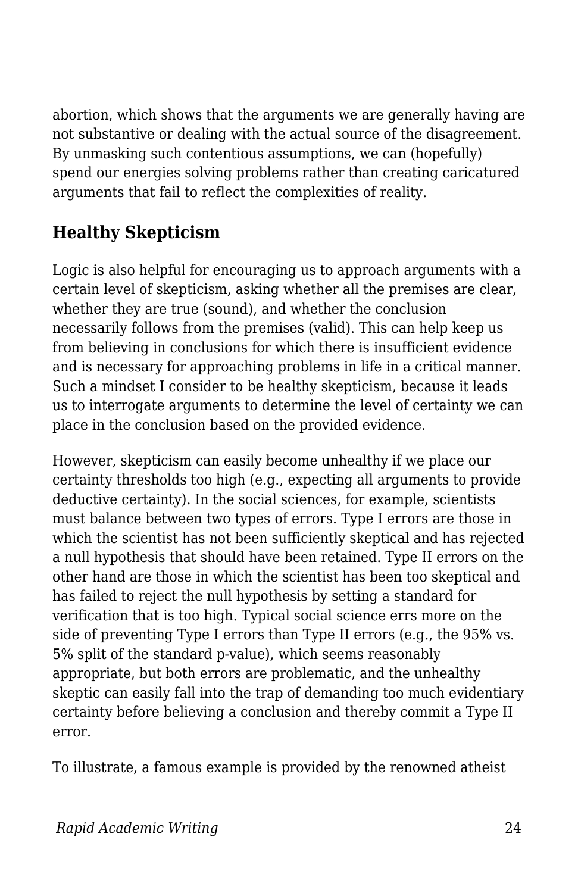abortion, which shows that the arguments we are generally having are not substantive or dealing with the actual source of the disagreement. By unmasking such contentious assumptions, we can (hopefully) spend our energies solving problems rather than creating caricatured arguments that fail to reflect the complexities of reality.

## Healthy Skepticism

Logic is also helpful for encouraging us to approach arguments with a certain level of skepticism, asking whether all the premises are clear, whether they are true (sound), and whether the conclusion necessarily follows from the premises (valid). This can help keep us from believing in conclusions for which there is insufficient evidence and is necessary for approaching problems in life in a critical manner. Such a mindset I consider to be healthy skepticism, because it leads us to interrogate arguments to determine the level of certainty we can place in the conclusion based on the provided evidence.

However, skepticism can easily become unhealthy if we place our certainty thresholds too high (e.g., expecting all arguments to provide deductive certainty). In the social sciences, for example, scientists must balance between two types of errors. Type I errors are those in which the scientist has not been sufficiently skeptical and has rejected a null hypothesis that should have been retained. Type II errors on the other hand are those in which the scientist has been too skeptical and has failed to reject the null hypothesis by setting a standard for verification that is too high. Typical social science errs more on the side of preventing Type I errors than Type II errors (e.g., the 95% vs. 5% split of the standard p-value), which seems reasonably appropriate, but both errors are problematic, and the unhealthy skeptic can easily fall into the trap of demanding too much evidentiary certainty before believing a conclusion and thereby commit a Type II error.

To illustrate, a famous example is provided by the renowned atheist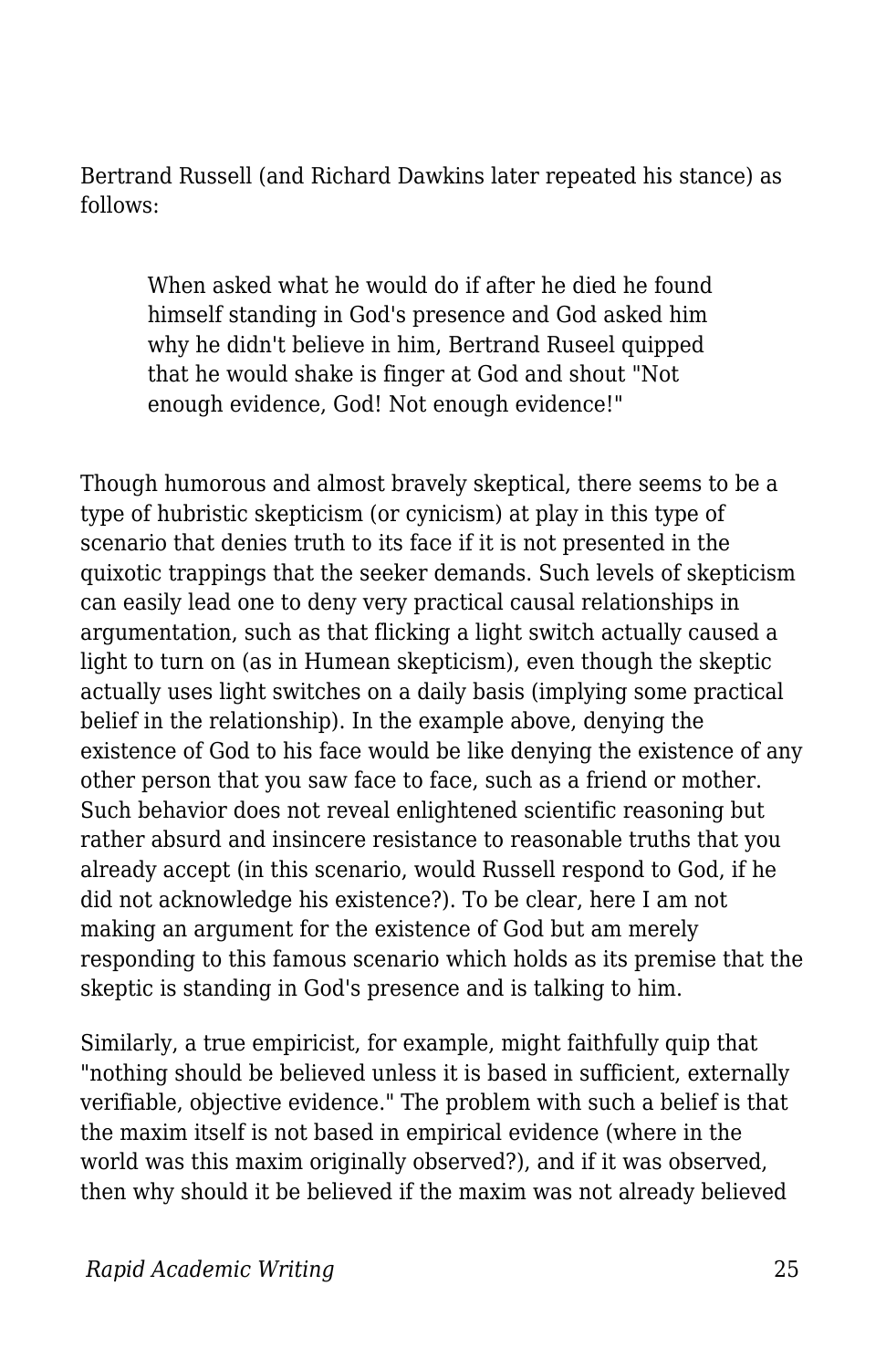Bertrand Russell (and Richard Dawkins later repeated his stance) as follows:

> When asked what he would do if after he died he found himself standing in God's presence and God asked him why he didn't believe in him, Bertrand Ruseel quipped that he would shake is finger at God and shout "Not enough evidence, God! Not enough evidence!"

Though humorous and almost bravely skeptical, there seems to be a type of hubristic skepticism (or cynicism) at play in this type of scenario that denies truth to its face if it is not presented in the quixotic trappings that the seeker demands. Such levels of skepticism can easily lead one to deny very practical causal relationships in argumentation, such as that flicking a light switch actually caused a light to turn on (as in Humean skepticism), even though the skeptic actually uses light switches on a daily basis (implying some practical belief in the relationship). In the example above, denying the existence of God to his face would be like denying the existence of any other person that you saw face to face, such as a friend or mother. Such behavior does not reveal enlightened scientific reasoning but rather absurd and insincere resistance to reasonable truths that you already accept (in this scenario, would Russell respond to God, if he did not acknowledge his existence?). To be clear, here I am not making an argument for the existence of God but am merely responding to this famous scenario which holds as its premise that the skeptic is standing in God's presence and is talking to him.

Similarly, a true empiricist, for example, might faithfully quip that "nothing should be believed unless it is based in sufficient, externally verifiable, objective evidence." The problem with such a belief is that the maxim itself is not based in empirical evidence (where in the world was this maxim originally observed?), and if it was observed, then why should it be believed if the maxim was not already believed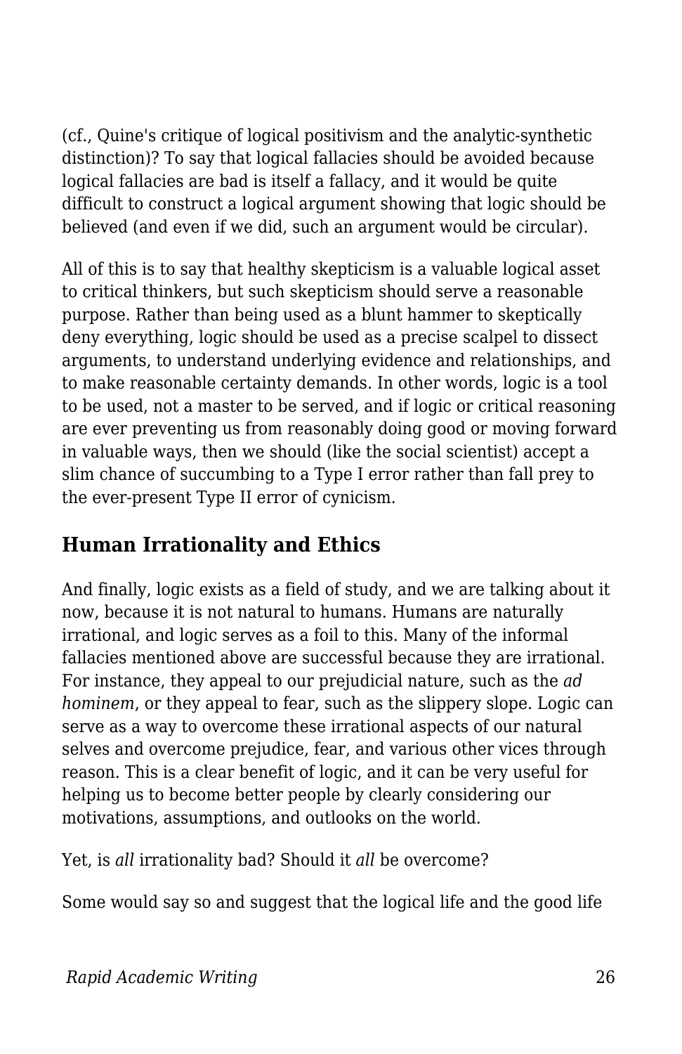(cf., Quine's critique of logical positivism and the analytic-synthetic distinction)? To say that logical fallacies should be avoided because logical fallacies are bad is itself a fallacy, and it would be quite difficult to construct a logical argument showing that logic should be believed (and even if we did, such an argument would be circular).

All of this is to say that healthy skepticism is a valuable logical asset to critical thinkers, but such skepticism should serve a reasonable purpose. Rather than being used as a blunt hammer to skeptically deny everything, logic should be used as a precise scalpel to dissect arguments, to understand underlying evidence and relationships, and to make reasonable certainty demands. In other words, logic is a tool to be used, not a master to be served, and if logic or critical reasoning are ever preventing us from reasonably doing good or moving forward in valuable ways, then we should (like the social scientist) accept a slim chance of succumbing to a Type I error rather than fall prey to the ever-present Type II error of cynicism.

## Human Irrationality and Ethics

And finally, logic exists as a field of study, and we are talking about it now, because it is not natural to humans. Humans are naturally irrational, and logic serves as a foil to this. Many of the informal fallacies mentioned above are successful because they are irrational. For instance, they appeal to our prejudicial nature, such as the *ad hominem*, or they appeal to fear, such as the slippery slope. Logic can serve as a way to overcome these irrational aspects of our natural selves and overcome prejudice, fear, and various other vices through reason. This is a clear benefit of logic, and it can be very useful for helping us to become better people by clearly considering our motivations, assumptions, and outlooks on the world.

Yet, is *all* irrationality bad? Should it *all* be overcome?

Some would say so and suggest that the logical life and the good life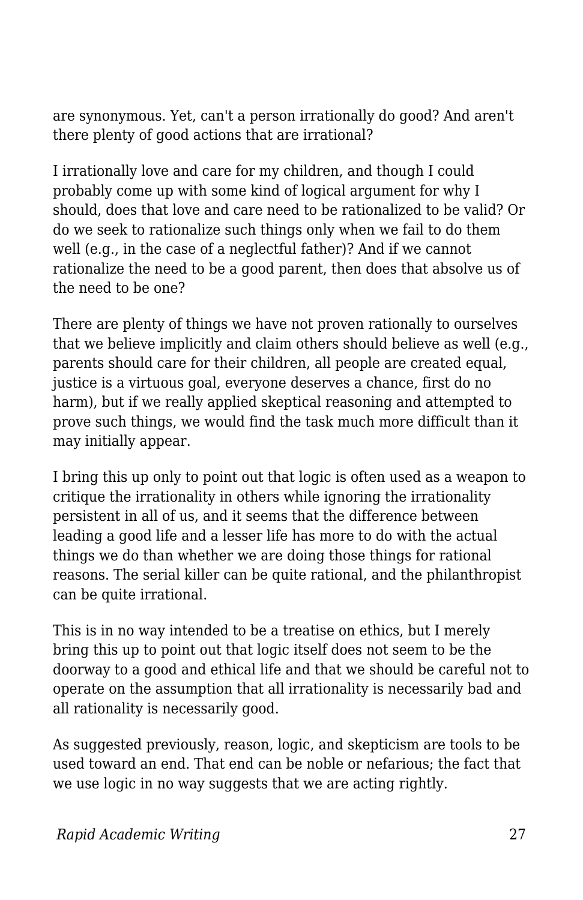are synonymous. Yet, can't a person irrationally do good? And aren't there plenty of good actions that are irrational?

I irrationally love and care for my children, and though I could probably come up with some kind of logical argument for why I should, does that love and care need to be rationalized to be valid? Or do we seek to rationalize such things only when we fail to do them well (e.g., in the case of a neglectful father)? And if we cannot rationalize the need to be a good parent, then does that absolve us of the need to be one?

There are plenty of things we have not proven rationally to ourselves that we believe implicitly and claim others should believe as well (e.g., parents should care for their children, all people are created equal, justice is a virtuous goal, everyone deserves a chance, first do no harm), but if we really applied skeptical reasoning and attempted to prove such things, we would find the task much more difficult than it may initially appear.

I bring this up only to point out that logic is often used as a weapon to critique the irrationality in others while ignoring the irrationality persistent in all of us, and it seems that the difference between leading a good life and a lesser life has more to do with the actual things we do than whether we are doing those things for rational reasons. The serial killer can be quite rational, and the philanthropist can be quite irrational.

This is in no way intended to be a treatise on ethics, but I merely bring this up to point out that logic itself does not seem to be the doorway to a good and ethical life and that we should be careful not to operate on the assumption that all irrationality is necessarily bad and all rationality is necessarily good.

As suggested previously, reason, logic, and skepticism are tools to be used toward an end. That end can be noble or nefarious; the fact that we use logic in no way suggests that we are acting rightly.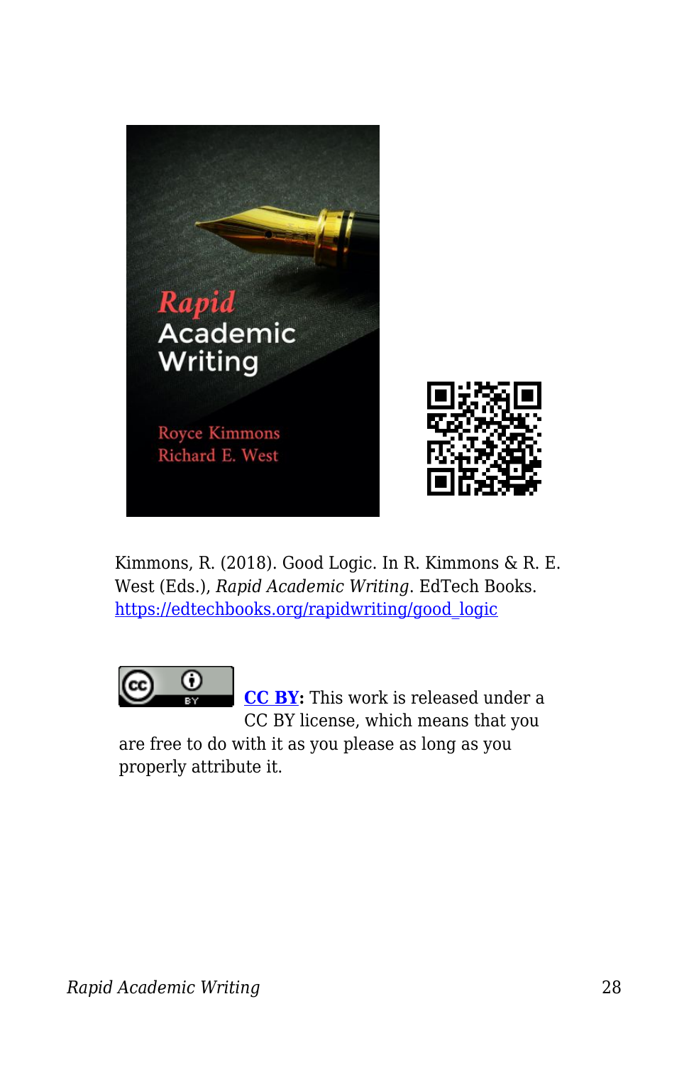Kimmons, R. (2018). Good Logic. In R. Kimmons & R. E. West (Eds.), *Rapid Academic Writing*. EdTech Books. https://edtechbooks.org/rapidwriting/good_logic

**CC BY:** This work is released under a CC BY license, which means that you are free to do with it as you please as long as you properly attribute it.